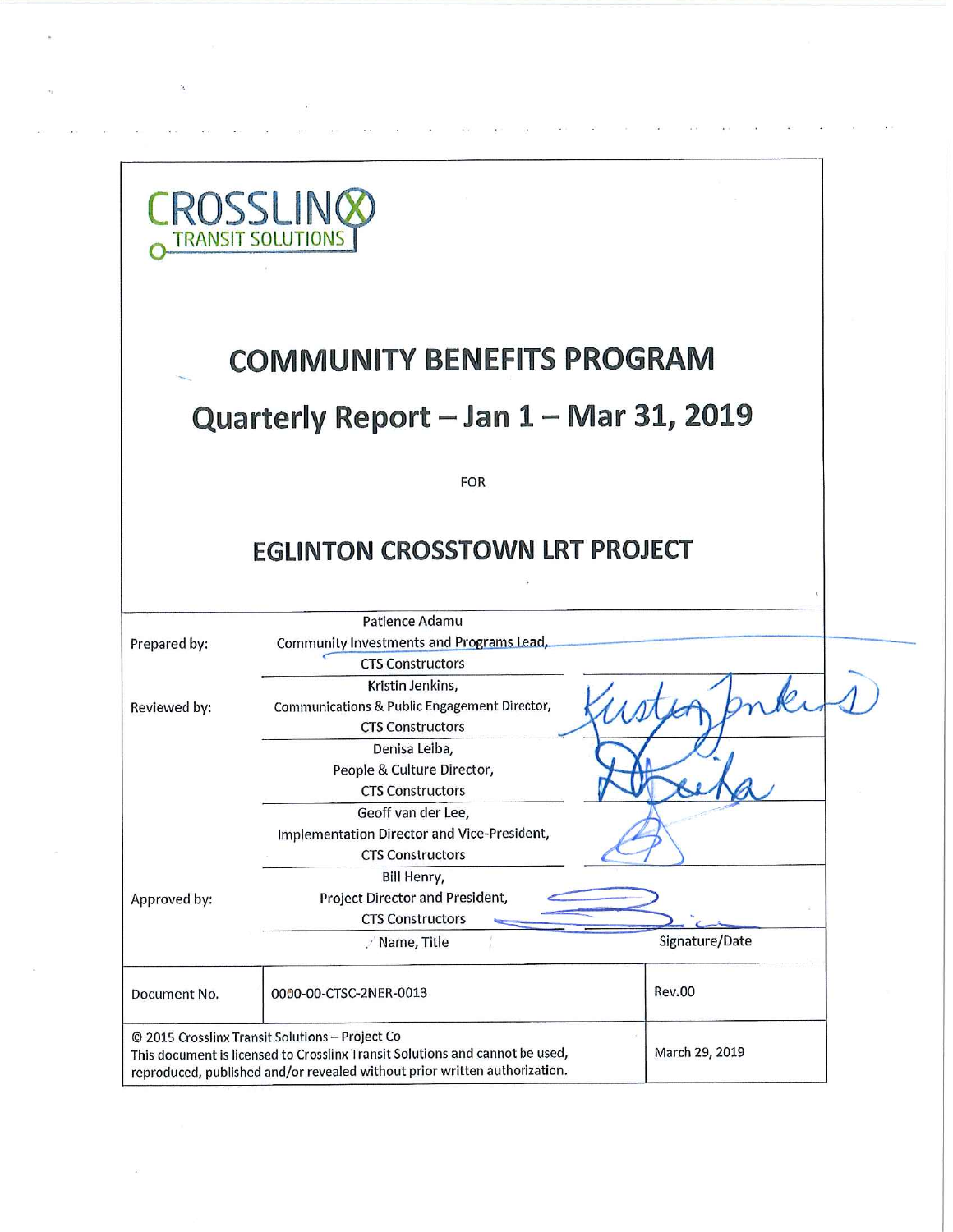CROSSLINX
TRANSIT SOLUTIONS

# COMMUNITY BENEFITS PROGRAM

## Quarterly Report – Jan 1 – Mar 31, 2019

FOR

## EGLINTON CROSSTOWN LRT PROJECT

| | Name, Title | Signature/Date |
|---|---|---|
| Prepared by: | Patience Adamu<br>Community Investments and Programs Lead,<br>CTS Constructors | |
| Reviewed by: | Kristin Jenkins,<br>Communications & Public Engagement Director,<br>CTS Constructors | Kristin Jenkins |
| | Denisa Leiba,<br>People & Culture Director,<br>CTS Constructors | D Leiba |
| | Geoff van der Lee,<br>Implementation Director and Vice-President,<br>CTS Constructors | |
| Approved by: | Bill Henry,<br>Project Director and President,<br>CTS Constructors | |

| Document No. | 0000-00-CTSC-2NER-0013 | Rev.00 |
|---|---|---|
| © 2015 Crosslinx Transit Solutions – Project Co<br>This document is licensed to Crosslinx Transit Solutions and cannot be used, reproduced, published and/or revealed without prior written authorization. | | March 29, 2019 |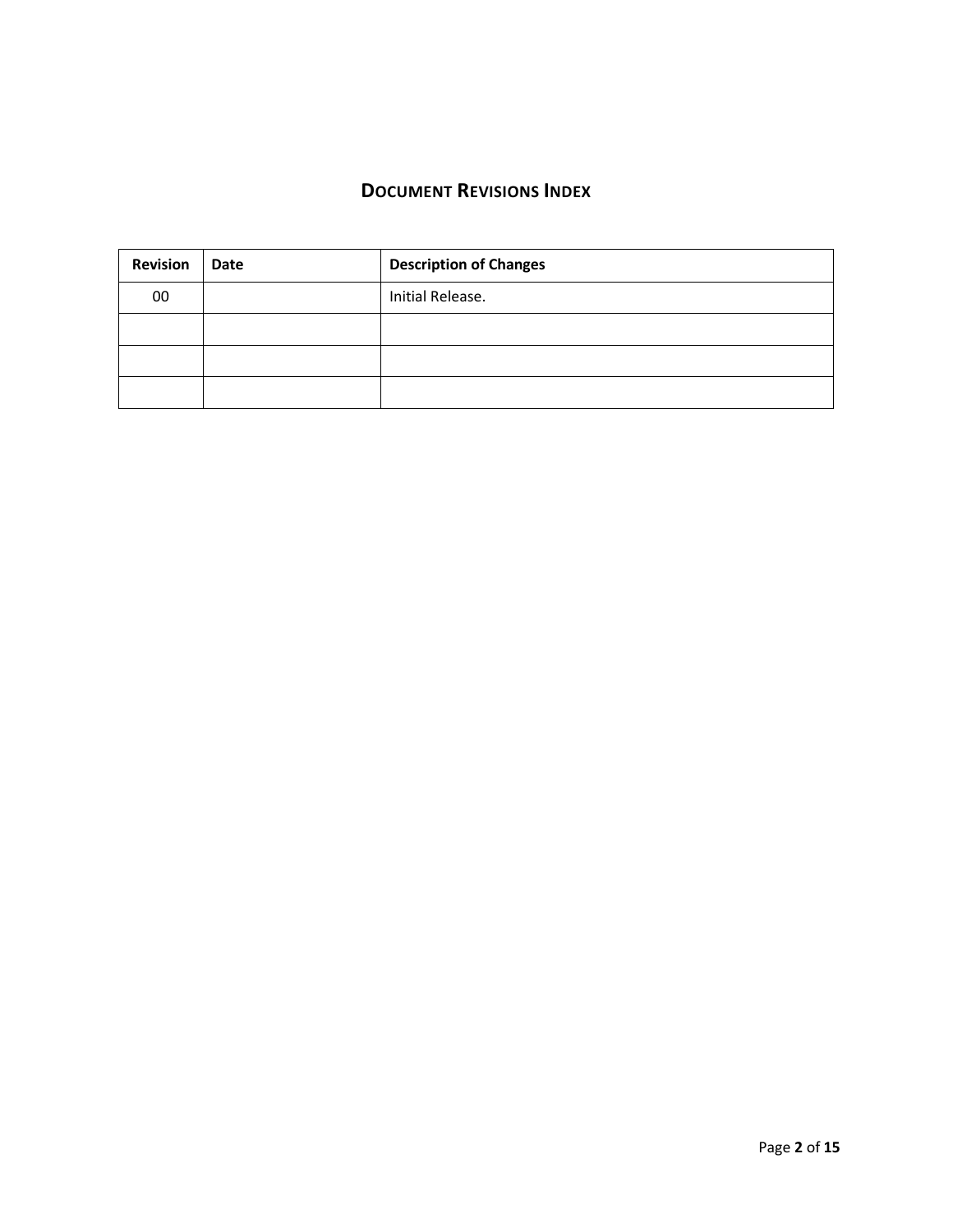## DOCUMENT REVISIONS INDEX

| Revision | Date | Description of Changes |
|---|---|---|
| 00 | | Initial Release. |
| | | |
| | | |
| | | |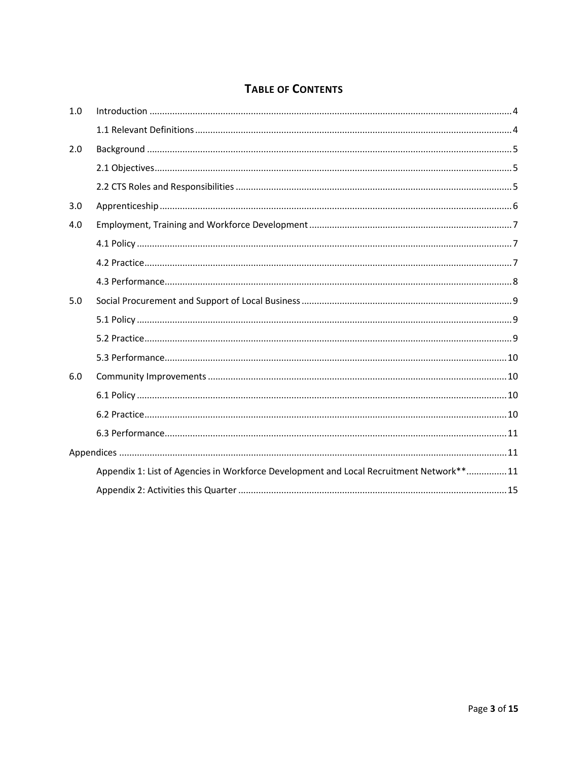# Table of Contents

| | | |
|---|---|---|
| 1.0 | Introduction | 4 |
| | 1.1 Relevant Definitions | 4 |
| 2.0 | Background | 5 |
| | 2.1 Objectives | 5 |
| | 2.2 CTS Roles and Responsibilities | 5 |
| 3.0 | Apprenticeship | 6 |
| 4.0 | Employment, Training and Workforce Development | 7 |
| | 4.1 Policy | 7 |
| | 4.2 Practice | 7 |
| | 4.3 Performance | 8 |
| 5.0 | Social Procurement and Support of Local Business | 9 |
| | 5.1 Policy | 9 |
| | 5.2 Practice | 9 |
| | 5.3 Performance | 10 |
| 6.0 | Community Improvements | 10 |
| | 6.1 Policy | 10 |
| | 6.2 Practice | 10 |
| | 6.3 Performance | 11 |
| Appendices | | 11 |
| | Appendix 1: List of Agencies in Workforce Development and Local Recruitment Network** | 11 |
| | Appendix 2: Activities this Quarter | 15 |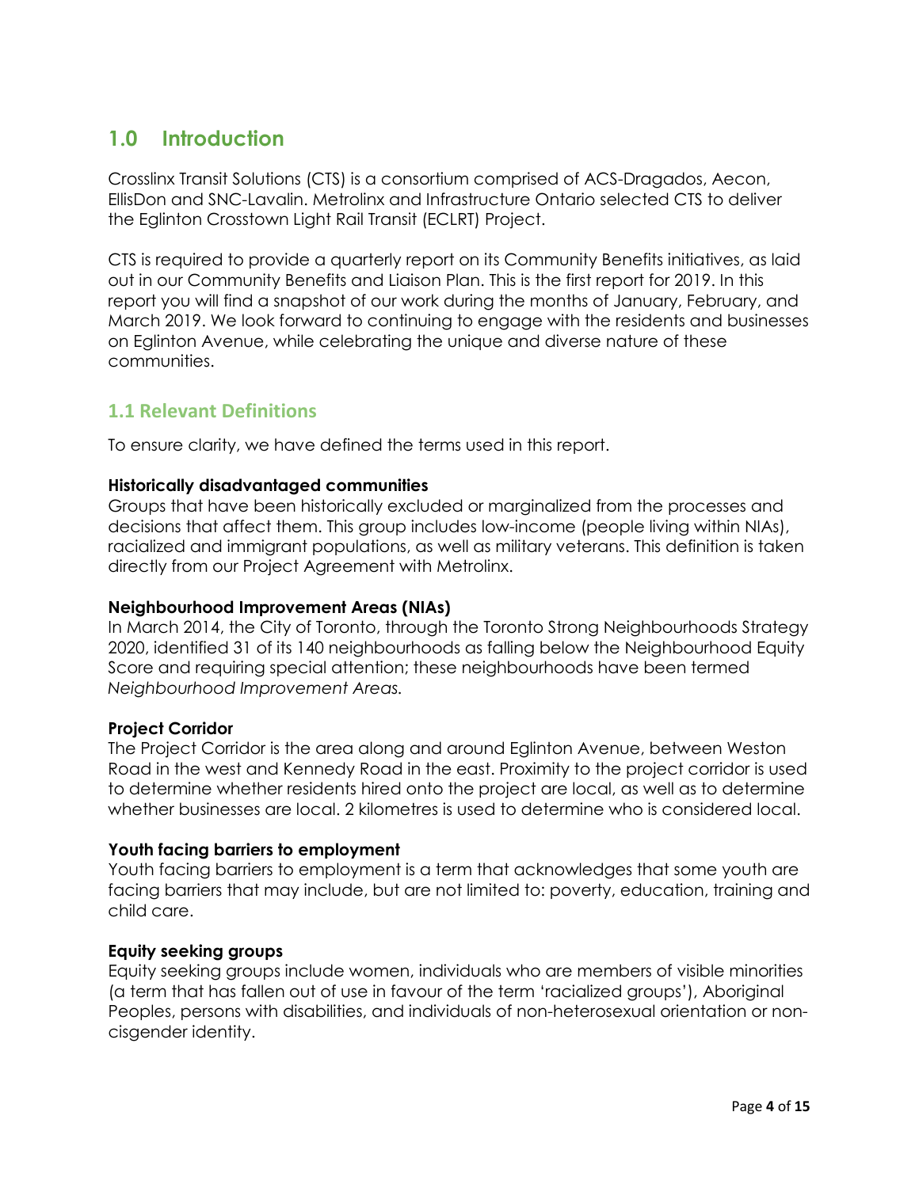## 1.0 Introduction

Crosslinx Transit Solutions (CTS) is a consortium comprised of ACS-Dragados, Aecon, EllisDon and SNC-Lavalin. Metrolinx and Infrastructure Ontario selected CTS to deliver the Eglinton Crosstown Light Rail Transit (ECLRT) Project.

CTS is required to provide a quarterly report on its Community Benefits initiatives, as laid out in our Community Benefits and Liaison Plan. This is the first report for 2019. In this report you will find a snapshot of our work during the months of January, February, and March 2019. We look forward to continuing to engage with the residents and businesses on Eglinton Avenue, while celebrating the unique and diverse nature of these communities.

### 1.1 Relevant Definitions

To ensure clarity, we have defined the terms used in this report.

**Historically disadvantaged communities**
Groups that have been historically excluded or marginalized from the processes and decisions that affect them. This group includes low-income (people living within NIAs), racialized and immigrant populations, as well as military veterans. This definition is taken directly from our Project Agreement with Metrolinx.

**Neighbourhood Improvement Areas (NIAs)**
In March 2014, the City of Toronto, through the Toronto Strong Neighbourhoods Strategy 2020, identified 31 of its 140 neighbourhoods as falling below the Neighbourhood Equity Score and requiring special attention; these neighbourhoods have been termed *Neighbourhood Improvement Areas.*

**Project Corridor**
The Project Corridor is the area along and around Eglinton Avenue, between Weston Road in the west and Kennedy Road in the east. Proximity to the project corridor is used to determine whether residents hired onto the project are local, as well as to determine whether businesses are local. 2 kilometres is used to determine who is considered local.

**Youth facing barriers to employment**
Youth facing barriers to employment is a term that acknowledges that some youth are facing barriers that may include, but are not limited to: poverty, education, training and child care.

**Equity seeking groups**
Equity seeking groups include women, individuals who are members of visible minorities (a term that has fallen out of use in favour of the term 'racialized groups'), Aboriginal Peoples, persons with disabilities, and individuals of non-heterosexual orientation or non-cisgender identity.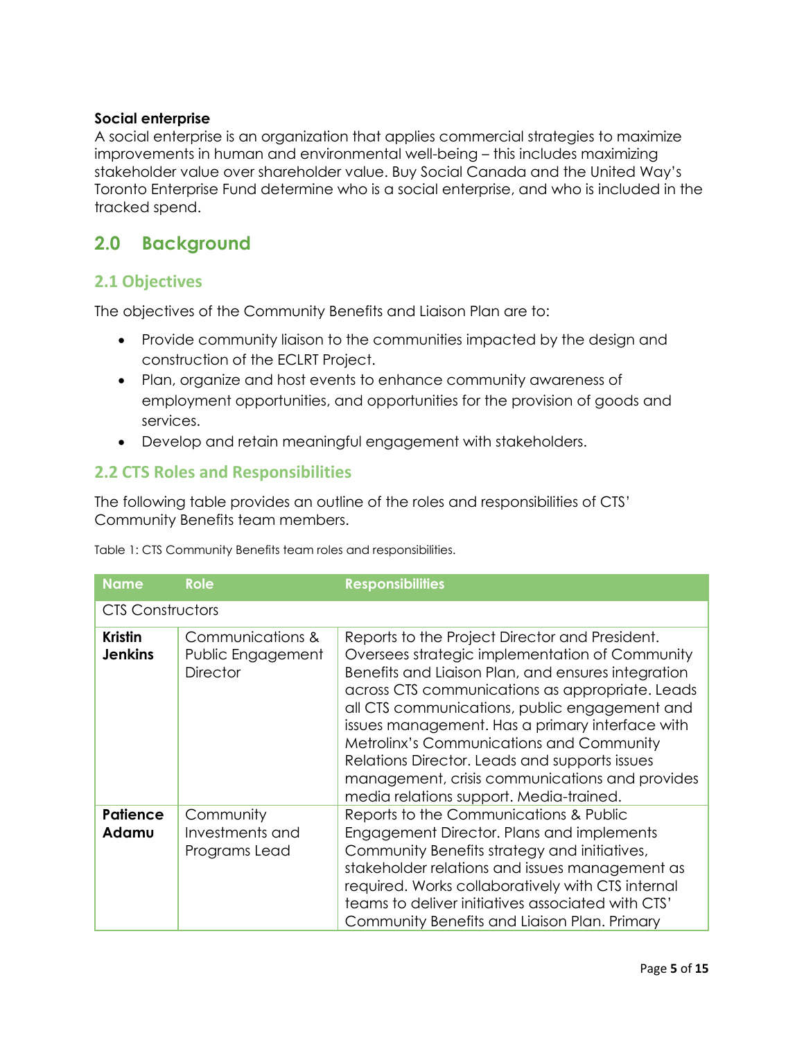**Social enterprise**
A social enterprise is an organization that applies commercial strategies to maximize improvements in human and environmental well-being – this includes maximizing stakeholder value over shareholder value. Buy Social Canada and the United Way's Toronto Enterprise Fund determine who is a social enterprise, and who is included in the tracked spend.

# 2.0 Background

## 2.1 Objectives

The objectives of the Community Benefits and Liaison Plan are to:

- Provide community liaison to the communities impacted by the design and construction of the ECLRT Project.
- Plan, organize and host events to enhance community awareness of employment opportunities, and opportunities for the provision of goods and services.
- Develop and retain meaningful engagement with stakeholders.

## 2.2 CTS Roles and Responsibilities

The following table provides an outline of the roles and responsibilities of CTS' Community Benefits team members.

Table 1: CTS Community Benefits team roles and responsibilities.

| Name | Role | Responsibilities |
|---|---|---|
| CTS Constructors | | |
| **Kristin Jenkins** | Communications & Public Engagement Director | Reports to the Project Director and President. Oversees strategic implementation of Community Benefits and Liaison Plan, and ensures integration across CTS communications as appropriate. Leads all CTS communications, public engagement and issues management. Has a primary interface with Metrolinx's Communications and Community Relations Director. Leads and supports issues management, crisis communications and provides media relations support. Media-trained. |
| **Patience Adamu** | Community Investments and Programs Lead | Reports to the Communications & Public Engagement Director. Plans and implements Community Benefits strategy and initiatives, stakeholder relations and issues management as required. Works collaboratively with CTS internal teams to deliver initiatives associated with CTS' Community Benefits and Liaison Plan. Primary |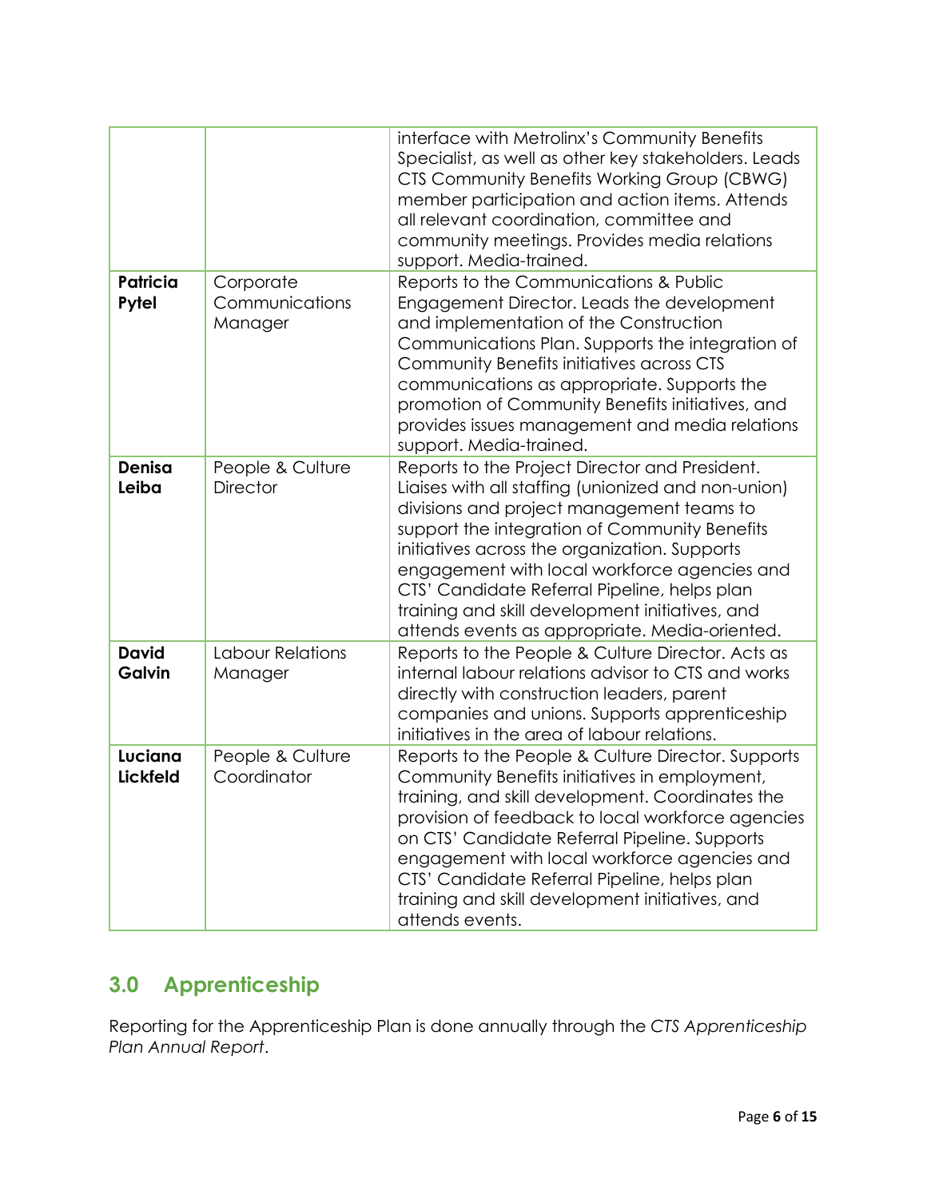| | | |
|---|---|---|
| | | interface with Metrolinx's Community Benefits Specialist, as well as other key stakeholders. Leads CTS Community Benefits Working Group (CBWG) member participation and action items. Attends all relevant coordination, committee and community meetings. Provides media relations support. Media-trained. |
| **Patricia Pytel** | Corporate Communications Manager | Reports to the Communications & Public Engagement Director. Leads the development and implementation of the Construction Communications Plan. Supports the integration of Community Benefits initiatives across CTS communications as appropriate. Supports the promotion of Community Benefits initiatives, and provides issues management and media relations support. Media-trained. |
| **Denisa Leiba** | People & Culture Director | Reports to the Project Director and President. Liaises with all staffing (unionized and non-union) divisions and project management teams to support the integration of Community Benefits initiatives across the organization. Supports engagement with local workforce agencies and CTS' Candidate Referral Pipeline, helps plan training and skill development initiatives, and attends events as appropriate. Media-oriented. |
| **David Galvin** | Labour Relations Manager | Reports to the People & Culture Director. Acts as internal labour relations advisor to CTS and works directly with construction leaders, parent companies and unions. Supports apprenticeship initiatives in the area of labour relations. |
| **Luciana Lickfeld** | People & Culture Coordinator | Reports to the People & Culture Director. Supports Community Benefits initiatives in employment, training, and skill development. Coordinates the provision of feedback to local workforce agencies on CTS' Candidate Referral Pipeline. Supports engagement with local workforce agencies and CTS' Candidate Referral Pipeline, helps plan training and skill development initiatives, and attends events. |

## 3.0 Apprenticeship

Reporting for the Apprenticeship Plan is done annually through the *CTS Apprenticeship Plan Annual Report*.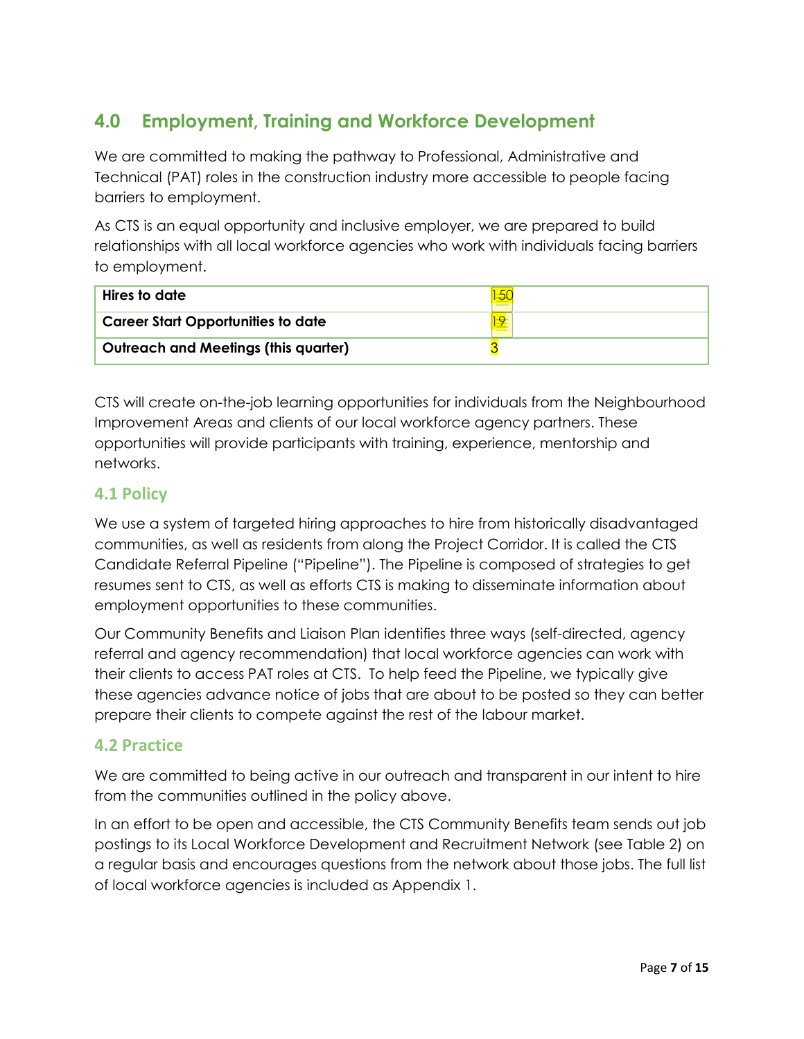## 4.0 Employment, Training and Workforce Development

We are committed to making the pathway to Professional, Administrative and Technical (PAT) roles in the construction industry more accessible to people facing barriers to employment.

As CTS is an equal opportunity and inclusive employer, we are prepared to build relationships with all local workforce agencies who work with individuals facing barriers to employment.

| Hires to date | 150 |
|---|---|
| **Career Start Opportunities to date** | 19 |
| **Outreach and Meetings (this quarter)** | 3 |

CTS will create on-the-job learning opportunities for individuals from the Neighbourhood Improvement Areas and clients of our local workforce agency partners. These opportunities will provide participants with training, experience, mentorship and networks.

### 4.1 Policy

We use a system of targeted hiring approaches to hire from historically disadvantaged communities, as well as residents from along the Project Corridor. It is called the CTS Candidate Referral Pipeline ("Pipeline"). The Pipeline is composed of strategies to get resumes sent to CTS, as well as efforts CTS is making to disseminate information about employment opportunities to these communities.

Our Community Benefits and Liaison Plan identifies three ways (self-directed, agency referral and agency recommendation) that local workforce agencies can work with their clients to access PAT roles at CTS. To help feed the Pipeline, we typically give these agencies advance notice of jobs that are about to be posted so they can better prepare their clients to compete against the rest of the labour market.

### 4.2 Practice

We are committed to being active in our outreach and transparent in our intent to hire from the communities outlined in the policy above.

In an effort to be open and accessible, the CTS Community Benefits team sends out job postings to its Local Workforce Development and Recruitment Network (see Table 2) on a regular basis and encourages questions from the network about those jobs. The full list of local workforce agencies is included as Appendix 1.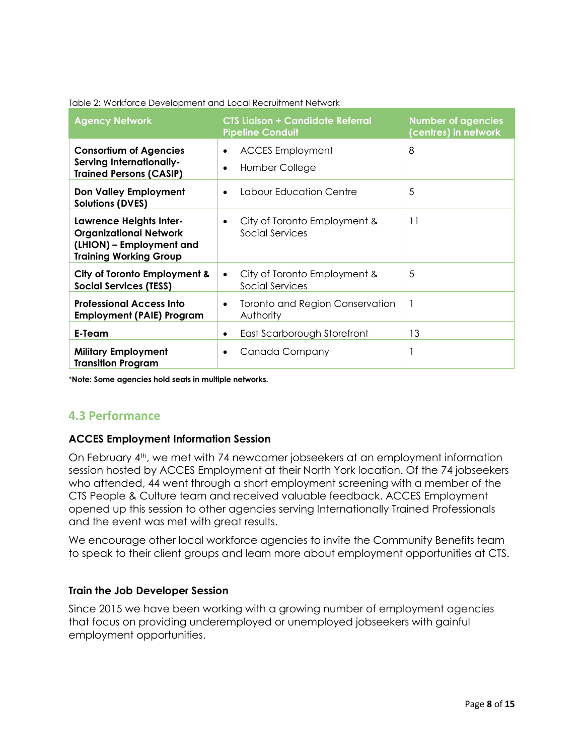Table 2: Workforce Development and Local Recruitment Network

| Agency Network | CTS Liaison + Candidate Referral Pipeline Conduit | Number of agencies (centres) in network |
|---|---|---|
| **Consortium of Agencies Serving Internationally-Trained Persons (CASIP)** | • ACCES Employment<br>• Humber College | 8 |
| **Don Valley Employment Solutions (DVES)** | • Labour Education Centre | 5 |
| **Lawrence Heights Inter-Organizational Network (LHION) – Employment and Training Working Group** | • City of Toronto Employment & Social Services | 11 |
| **City of Toronto Employment & Social Services (TESS)** | • City of Toronto Employment & Social Services | 5 |
| **Professional Access Into Employment (PAIE) Program** | • Toronto and Region Conservation Authority | 1 |
| **E-Team** | • East Scarborough Storefront | 13 |
| **Military Employment Transition Program** | • Canada Company | 1 |

***Note: Some agencies hold seats in multiple networks.**

## 4.3 Performance

### ACCES Employment Information Session

On February 4th, we met with 74 newcomer jobseekers at an employment information session hosted by ACCES Employment at their North York location. Of the 74 jobseekers who attended, 44 went through a short employment screening with a member of the CTS People & Culture team and received valuable feedback. ACCES Employment opened up this session to other agencies serving Internationally Trained Professionals and the event was met with great results.

We encourage other local workforce agencies to invite the Community Benefits team to speak to their client groups and learn more about employment opportunities at CTS.

### Train the Job Developer Session

Since 2015 we have been working with a growing number of employment agencies that focus on providing underemployed or unemployed jobseekers with gainful employment opportunities.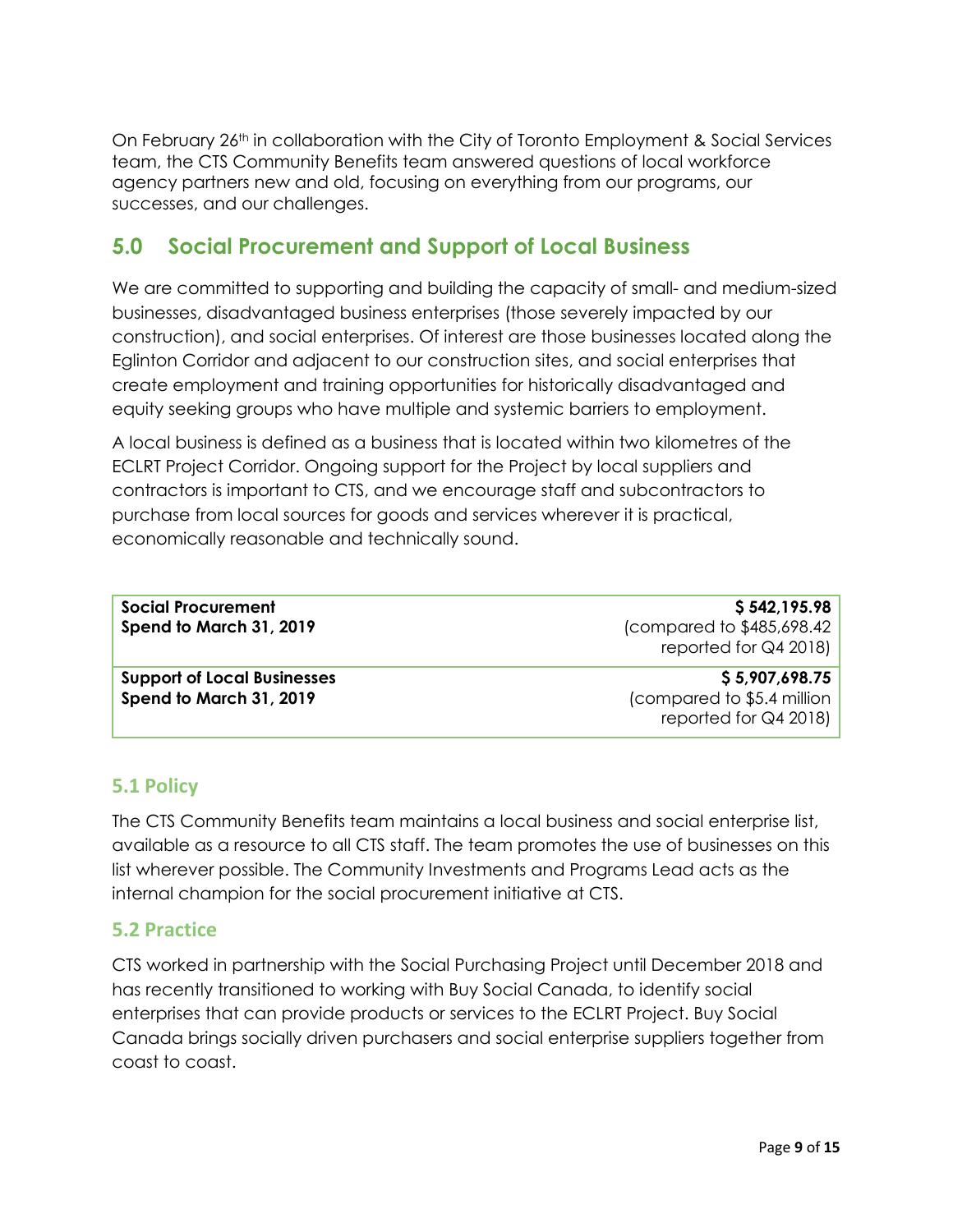On February 26th in collaboration with the City of Toronto Employment & Social Services team, the CTS Community Benefits team answered questions of local workforce agency partners new and old, focusing on everything from our programs, our successes, and our challenges.

## 5.0 Social Procurement and Support of Local Business

We are committed to supporting and building the capacity of small- and medium-sized businesses, disadvantaged business enterprises (those severely impacted by our construction), and social enterprises. Of interest are those businesses located along the Eglinton Corridor and adjacent to our construction sites, and social enterprises that create employment and training opportunities for historically disadvantaged and equity seeking groups who have multiple and systemic barriers to employment.

A local business is defined as a business that is located within two kilometres of the ECLRT Project Corridor. Ongoing support for the Project by local suppliers and contractors is important to CTS, and we encourage staff and subcontractors to purchase from local sources for goods and services wherever it is practical, economically reasonable and technically sound.

| | |
|---|---|
| **Social Procurement Spend to March 31, 2019** | **$ 542,195.98** (compared to $485,698.42 reported for Q4 2018) |
| **Support of Local Businesses Spend to March 31, 2019** | **$ 5,907,698.75** (compared to $5.4 million reported for Q4 2018) |

### 5.1 Policy

The CTS Community Benefits team maintains a local business and social enterprise list, available as a resource to all CTS staff. The team promotes the use of businesses on this list wherever possible. The Community Investments and Programs Lead acts as the internal champion for the social procurement initiative at CTS.

### 5.2 Practice

CTS worked in partnership with the Social Purchasing Project until December 2018 and has recently transitioned to working with Buy Social Canada, to identify social enterprises that can provide products or services to the ECLRT Project. Buy Social Canada brings socially driven purchasers and social enterprise suppliers together from coast to coast.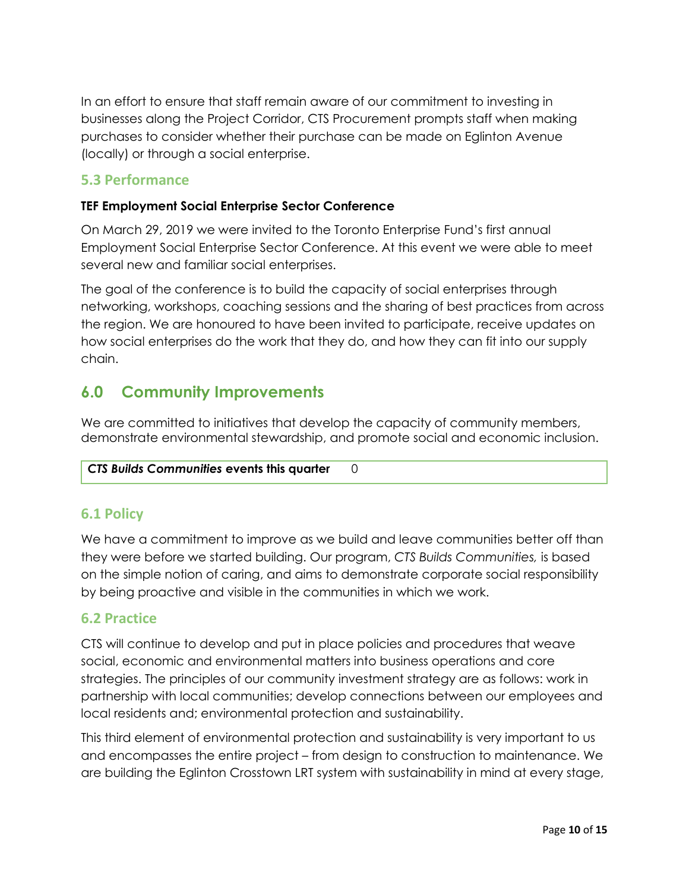In an effort to ensure that staff remain aware of our commitment to investing in businesses along the Project Corridor, CTS Procurement prompts staff when making purchases to consider whether their purchase can be made on Eglinton Avenue (locally) or through a social enterprise.

### 5.3 Performance

**TEF Employment Social Enterprise Sector Conference**

On March 29, 2019 we were invited to the Toronto Enterprise Fund's first annual Employment Social Enterprise Sector Conference. At this event we were able to meet several new and familiar social enterprises.

The goal of the conference is to build the capacity of social enterprises through networking, workshops, coaching sessions and the sharing of best practices from across the region. We are honoured to have been invited to participate, receive updates on how social enterprises do the work that they do, and how they can fit into our supply chain.

## 6.0 Community Improvements

We are committed to initiatives that develop the capacity of community members, demonstrate environmental stewardship, and promote social and economic inclusion.

| ***CTS Builds Communities*** **events this quarter** | 0 |
|---|---|

### 6.1 Policy

We have a commitment to improve as we build and leave communities better off than they were before we started building. Our program, *CTS Builds Communities,* is based on the simple notion of caring, and aims to demonstrate corporate social responsibility by being proactive and visible in the communities in which we work.

### 6.2 Practice

CTS will continue to develop and put in place policies and procedures that weave social, economic and environmental matters into business operations and core strategies. The principles of our community investment strategy are as follows: work in partnership with local communities; develop connections between our employees and local residents and; environmental protection and sustainability.

This third element of environmental protection and sustainability is very important to us and encompasses the entire project – from design to construction to maintenance. We are building the Eglinton Crosstown LRT system with sustainability in mind at every stage,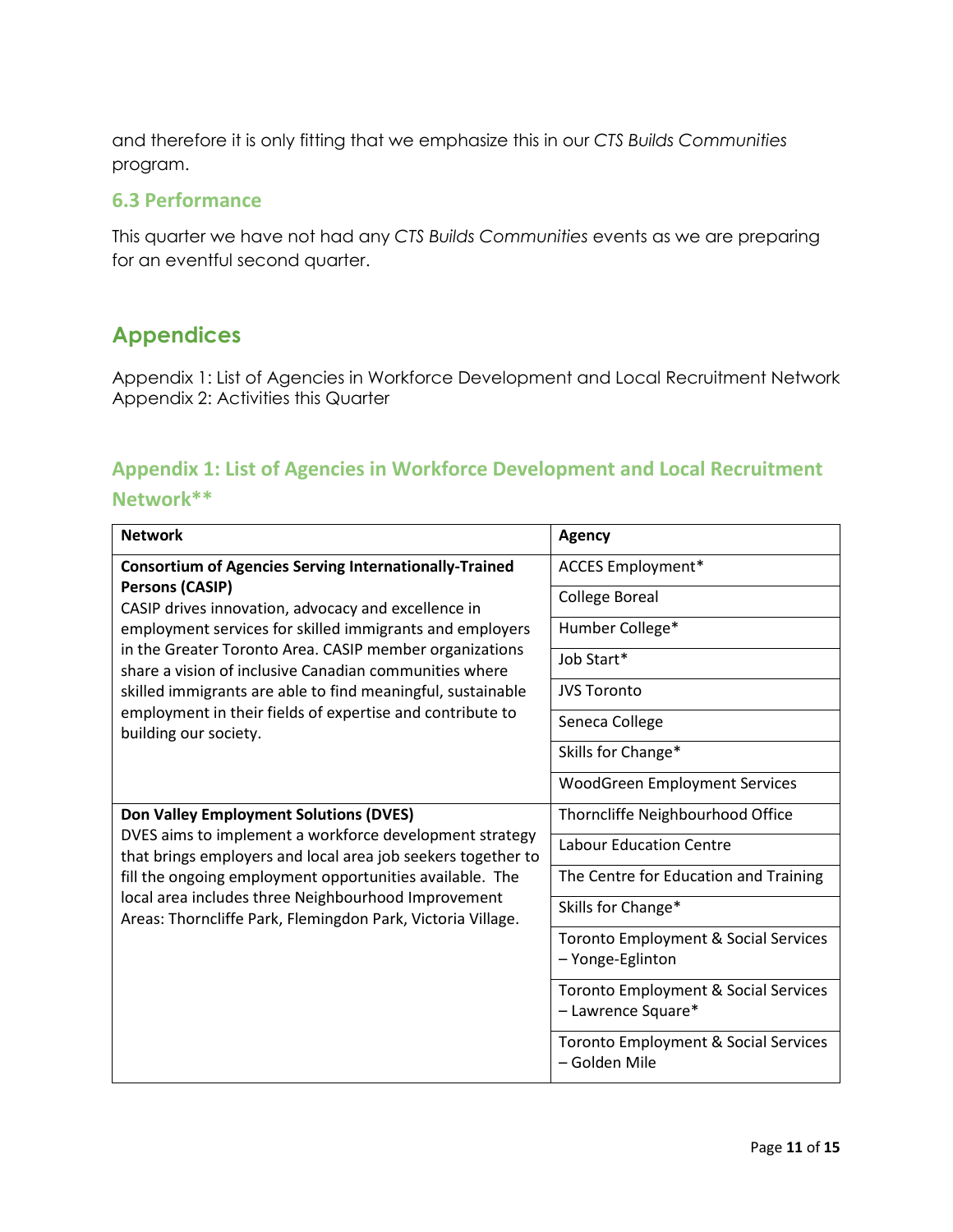and therefore it is only fitting that we emphasize this in our *CTS Builds Communities* program.

### 6.3 Performance

This quarter we have not had any *CTS Builds Communities* events as we are preparing for an eventful second quarter.

## Appendices

Appendix 1: List of Agencies in Workforce Development and Local Recruitment Network
Appendix 2: Activities this Quarter

### Appendix 1: List of Agencies in Workforce Development and Local Recruitment Network**

| Network | Agency |
|---|---|
| **Consortium of Agencies Serving Internationally-Trained Persons (CASIP)** CASIP drives innovation, advocacy and excellence in employment services for skilled immigrants and employers in the Greater Toronto Area. CASIP member organizations share a vision of inclusive Canadian communities where skilled immigrants are able to find meaningful, sustainable employment in their fields of expertise and contribute to building our society. | ACCES Employment* |
| | College Boreal |
| | Humber College* |
| | Job Start* |
| | JVS Toronto |
| | Seneca College |
| | Skills for Change* |
| | WoodGreen Employment Services |
| **Don Valley Employment Solutions (DVES)** DVES aims to implement a workforce development strategy that brings employers and local area job seekers together to fill the ongoing employment opportunities available. The local area includes three Neighbourhood Improvement Areas: Thorncliffe Park, Flemingdon Park, Victoria Village. | Thorncliffe Neighbourhood Office |
| | Labour Education Centre |
| | The Centre for Education and Training |
| | Skills for Change* |
| | Toronto Employment & Social Services – Yonge-Eglinton |
| | Toronto Employment & Social Services – Lawrence Square* |
| | Toronto Employment & Social Services – Golden Mile |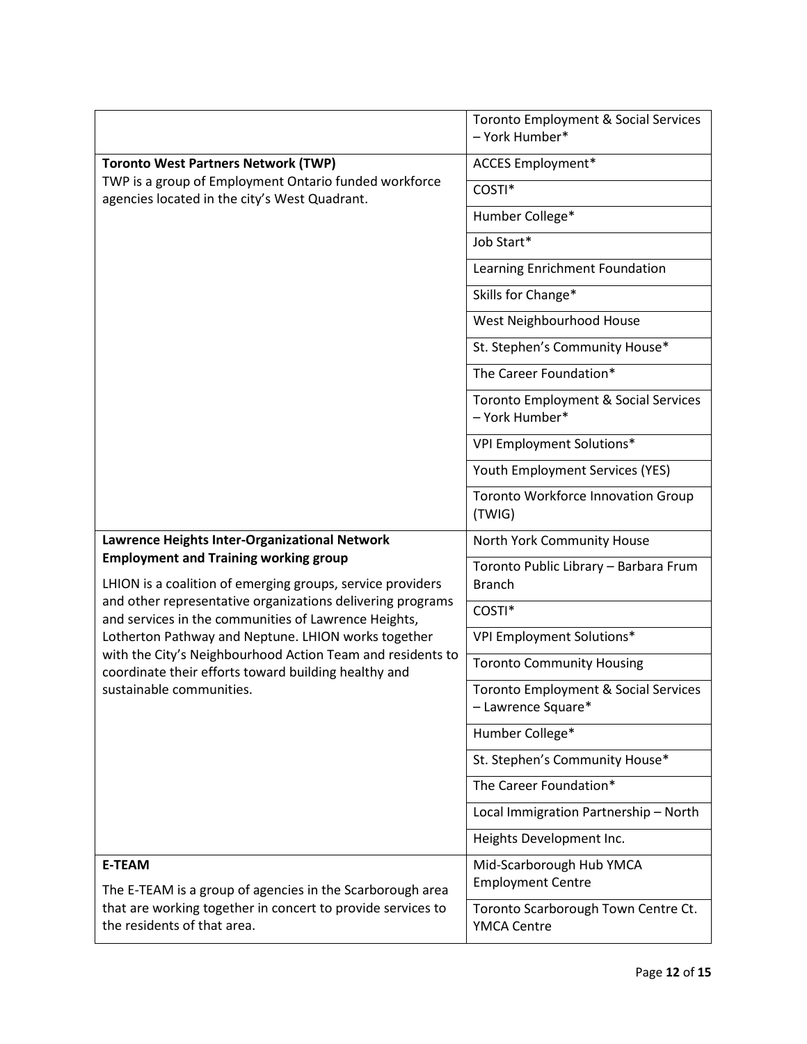| | |
|---|---|
| | Toronto Employment & Social Services – York Humber* |
| **Toronto West Partners Network (TWP)**<br>TWP is a group of Employment Ontario funded workforce agencies located in the city's West Quadrant. | ACCES Employment* |
| | COSTI* |
| | Humber College* |
| | Job Start* |
| | Learning Enrichment Foundation |
| | Skills for Change* |
| | West Neighbourhood House |
| | St. Stephen's Community House* |
| | The Career Foundation* |
| | Toronto Employment & Social Services – York Humber* |
| | VPI Employment Solutions* |
| | Youth Employment Services (YES) |
| | Toronto Workforce Innovation Group (TWIG) |
| **Lawrence Heights Inter-Organizational Network Employment and Training working group**<br>LHION is a coalition of emerging groups, service providers and other representative organizations delivering programs and services in the communities of Lawrence Heights, Lotherton Pathway and Neptune. LHION works together with the City's Neighbourhood Action Team and residents to coordinate their efforts toward building healthy and sustainable communities. | North York Community House |
| | Toronto Public Library – Barbara Frum Branch |
| | COSTI* |
| | VPI Employment Solutions* |
| | Toronto Community Housing |
| | Toronto Employment & Social Services – Lawrence Square* |
| | Humber College* |
| | St. Stephen's Community House* |
| | The Career Foundation* |
| | Local Immigration Partnership – North |
| | Heights Development Inc. |
| **E-TEAM**<br>The E-TEAM is a group of agencies in the Scarborough area that are working together in concert to provide services to the residents of that area. | Mid-Scarborough Hub YMCA Employment Centre |
| | Toronto Scarborough Town Centre Ct. YMCA Centre |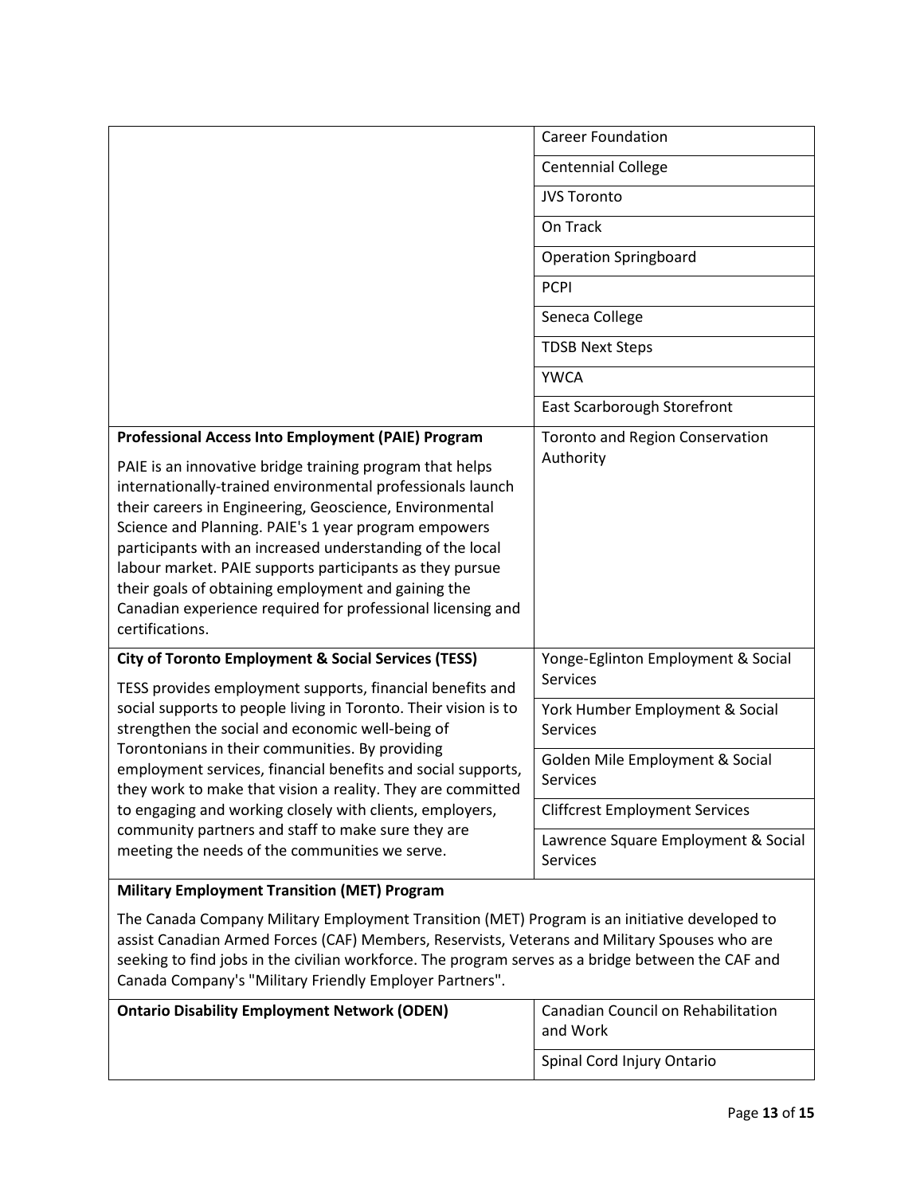| | |
|---|---|
| | Career Foundation |
| | Centennial College |
| | JVS Toronto |
| | On Track |
| | Operation Springboard |
| | PCPI |
| | Seneca College |
| | TDSB Next Steps |
| | YWCA |
| | East Scarborough Storefront |
| **Professional Access Into Employment (PAIE) Program**<br><br>PAIE is an innovative bridge training program that helps internationally-trained environmental professionals launch their careers in Engineering, Geoscience, Environmental Science and Planning. PAIE's 1 year program empowers participants with an increased understanding of the local labour market. PAIE supports participants as they pursue their goals of obtaining employment and gaining the Canadian experience required for professional licensing and certifications. | Toronto and Region Conservation Authority |
| **City of Toronto Employment & Social Services (TESS)**<br><br>TESS provides employment supports, financial benefits and social supports to people living in Toronto. Their vision is to strengthen the social and economic well-being of Torontonians in their communities. By providing employment services, financial benefits and social supports, they work to make that vision a reality. They are committed to engaging and working closely with clients, employers, community partners and staff to make sure they are meeting the needs of the communities we serve. | Yonge-Eglinton Employment & Social Services |
| | York Humber Employment & Social Services |
| | Golden Mile Employment & Social Services |
| | Cliffcrest Employment Services |
| | Lawrence Square Employment & Social Services |
| **Military Employment Transition (MET) Program**<br><br>The Canada Company Military Employment Transition (MET) Program is an initiative developed to assist Canadian Armed Forces (CAF) Members, Reservists, Veterans and Military Spouses who are seeking to find jobs in the civilian workforce. The program serves as a bridge between the CAF and Canada Company's "Military Friendly Employer Partners". | |
| **Ontario Disability Employment Network (ODEN)** | Canadian Council on Rehabilitation and Work |
| | Spinal Cord Injury Ontario |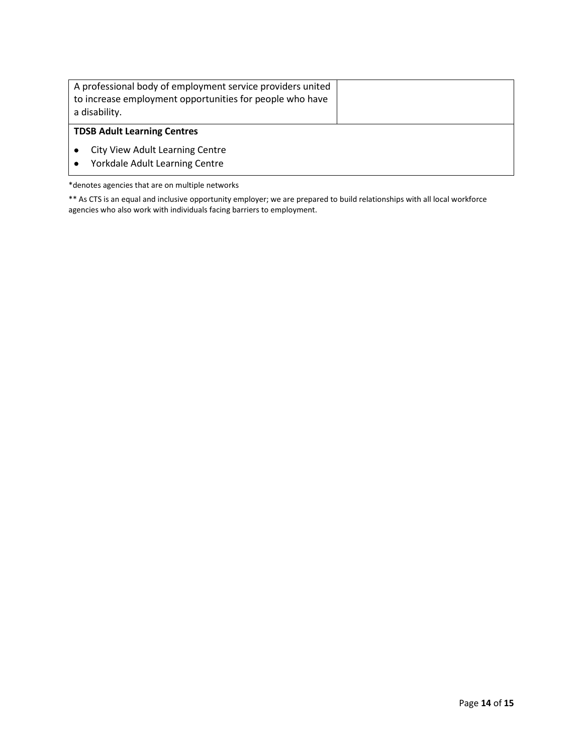| A professional body of employment service providers united to increase employment opportunities for people who have a disability. | |
| --- | --- |
| **TDSB Adult Learning Centres**<br>• City View Adult Learning Centre<br>• Yorkdale Adult Learning Centre | |

*denotes agencies that are on multiple networks

** As CTS is an equal and inclusive opportunity employer; we are prepared to build relationships with all local workforce agencies who also work with individuals facing barriers to employment.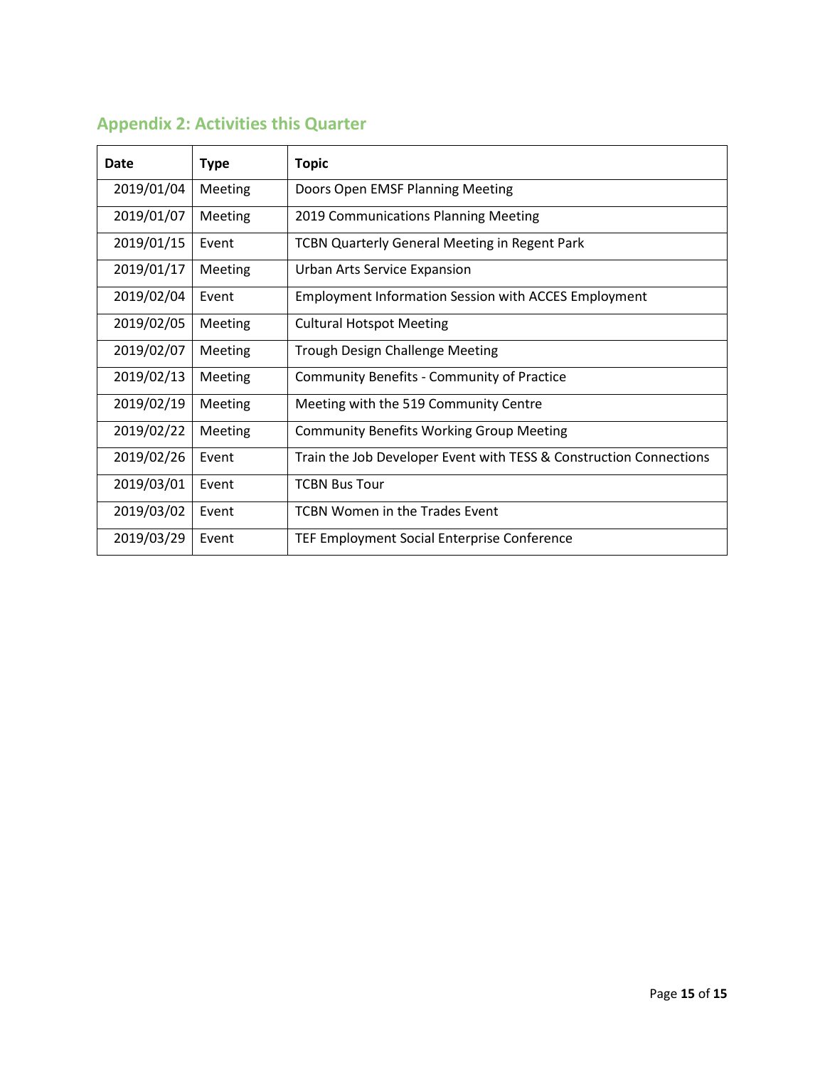## Appendix 2: Activities this Quarter

| Date | Type | Topic |
|---|---|---|
| 2019/01/04 | Meeting | Doors Open EMSF Planning Meeting |
| 2019/01/07 | Meeting | 2019 Communications Planning Meeting |
| 2019/01/15 | Event | TCBN Quarterly General Meeting in Regent Park |
| 2019/01/17 | Meeting | Urban Arts Service Expansion |
| 2019/02/04 | Event | Employment Information Session with ACCES Employment |
| 2019/02/05 | Meeting | Cultural Hotspot Meeting |
| 2019/02/07 | Meeting | Trough Design Challenge Meeting |
| 2019/02/13 | Meeting | Community Benefits - Community of Practice |
| 2019/02/19 | Meeting | Meeting with the 519 Community Centre |
| 2019/02/22 | Meeting | Community Benefits Working Group Meeting |
| 2019/02/26 | Event | Train the Job Developer Event with TESS & Construction Connections |
| 2019/03/01 | Event | TCBN Bus Tour |
| 2019/03/02 | Event | TCBN Women in the Trades Event |
| 2019/03/29 | Event | TEF Employment Social Enterprise Conference |